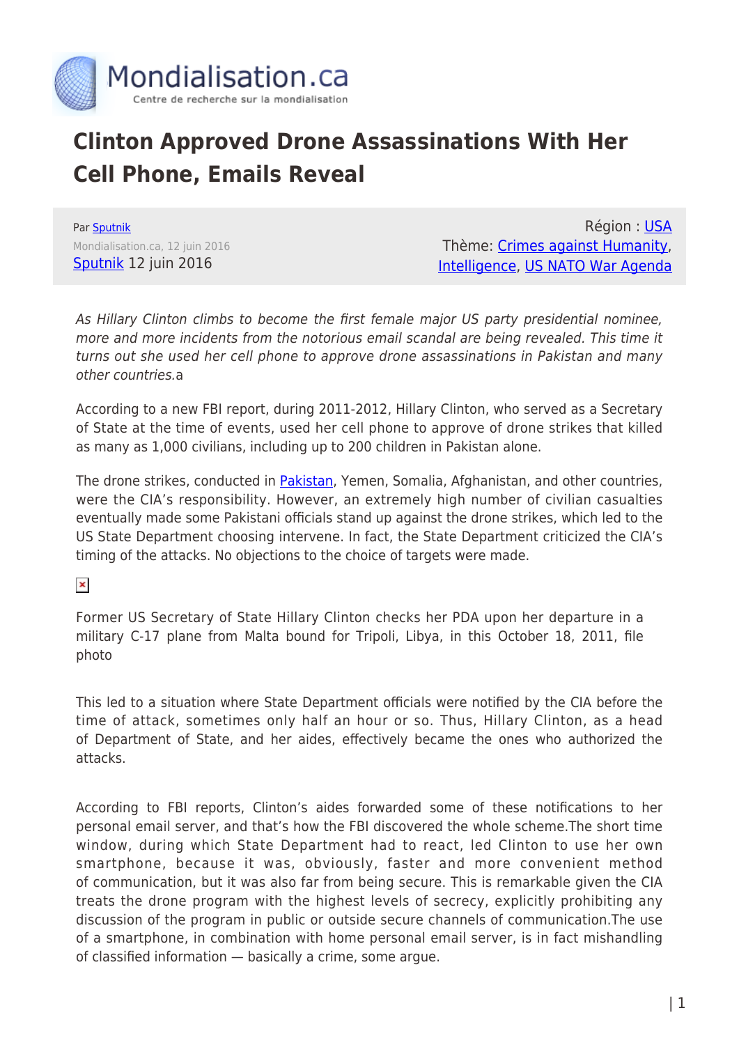# Clinton Approved Drone Assassinations With Her Cell Phone, Emails Reveal

Par [Sputnik](#)
Mondialisation.ca, 12 juin 2016
[Sputnik](#) 12 juin 2016

Région : [USA](#)
Thème: [Crimes against Humanity](#), [Intelligence](#), [US NATO War Agenda](#)

*As Hillary Clinton climbs to become the first female major US party presidential nominee, more and more incidents from the notorious email scandal are being revealed. This time it turns out she used her cell phone to approve drone assassinations in Pakistan and many other countries.*a

According to a new FBI report, during 2011-2012, Hillary Clinton, who served as a Secretary of State at the time of events, used her cell phone to approve of drone strikes that killed as many as 1,000 civilians, including up to 200 children in Pakistan alone.

The drone strikes, conducted in [Pakistan](#), Yemen, Somalia, Afghanistan, and other countries, were the CIA's responsibility. However, an extremely high number of civilian casualties eventually made some Pakistani officials stand up against the drone strikes, which led to the US State Department choosing intervene. In fact, the State Department criticized the CIA's timing of the attacks. No objections to the choice of targets were made.

Former US Secretary of State Hillary Clinton checks her PDA upon her departure in a military C-17 plane from Malta bound for Tripoli, Libya, in this October 18, 2011, file photo

This led to a situation where State Department officials were notified by the CIA before the time of attack, sometimes only half an hour or so. Thus, Hillary Clinton, as a head of Department of State, and her aides, effectively became the ones who authorized the attacks.

According to FBI reports, Clinton's aides forwarded some of these notifications to her personal email server, and that's how the FBI discovered the whole scheme.The short time window, during which State Department had to react, led Clinton to use her own smartphone, because it was, obviously, faster and more convenient method of communication, but it was also far from being secure. This is remarkable given the CIA treats the drone program with the highest levels of secrecy, explicitly prohibiting any discussion of the program in public or outside secure channels of communication.The use of a smartphone, in combination with home personal email server, is in fact mishandling of classified information — basically a crime, some argue.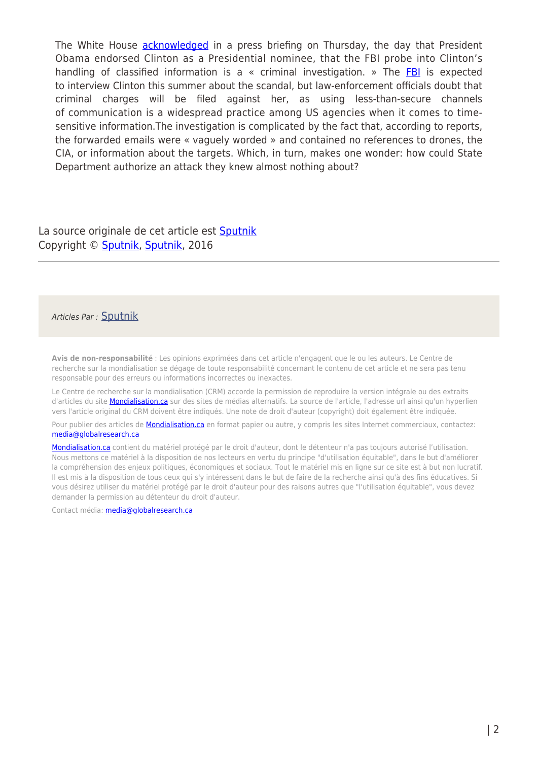The White House acknowledged in a press briefing on Thursday, the day that President Obama endorsed Clinton as a Presidential nominee, that the FBI probe into Clinton's handling of classified information is a « criminal investigation. » The FBI is expected to interview Clinton this summer about the scandal, but law-enforcement officials doubt that criminal charges will be filed against her, as using less-than-secure channels of communication is a widespread practice among US agencies when it comes to time-sensitive information.The investigation is complicated by the fact that, according to reports, the forwarded emails were « vaguely worded » and contained no references to drones, the CIA, or information about the targets. Which, in turn, makes one wonder: how could State Department authorize an attack they knew almost nothing about?

La source originale de cet article est Sputnik
Copyright © Sputnik, Sputnik, 2016

---

*Articles Par :* Sputnik

**Avis de non-responsabilité** : Les opinions exprimées dans cet article n'engagent que le ou les auteurs. Le Centre de recherche sur la mondialisation se dégage de toute responsabilité concernant le contenu de cet article et ne sera pas tenu responsable pour des erreurs ou informations incorrectes ou inexactes.

Le Centre de recherche sur la mondialisation (CRM) accorde la permission de reproduire la version intégrale ou des extraits d'articles du site Mondialisation.ca sur des sites de médias alternatifs. La source de l'article, l'adresse url ainsi qu'un hyperlien vers l'article original du CRM doivent être indiqués. Une note de droit d'auteur (copyright) doit également être indiquée.

Pour publier des articles de Mondialisation.ca en format papier ou autre, y compris les sites Internet commerciaux, contactez: media@globalresearch.ca

Mondialisation.ca contient du matériel protégé par le droit d'auteur, dont le détenteur n'a pas toujours autorisé l'utilisation. Nous mettons ce matériel à la disposition de nos lecteurs en vertu du principe "d'utilisation équitable", dans le but d'améliorer la compréhension des enjeux politiques, économiques et sociaux. Tout le matériel mis en ligne sur ce site est à but non lucratif. Il est mis à la disposition de tous ceux qui s'y intéressent dans le but de faire de la recherche ainsi qu'à des fins éducatives. Si vous désirez utiliser du matériel protégé par le droit d'auteur pour des raisons autres que "l'utilisation équitable", vous devez demander la permission au détenteur du droit d'auteur.

Contact média: media@globalresearch.ca